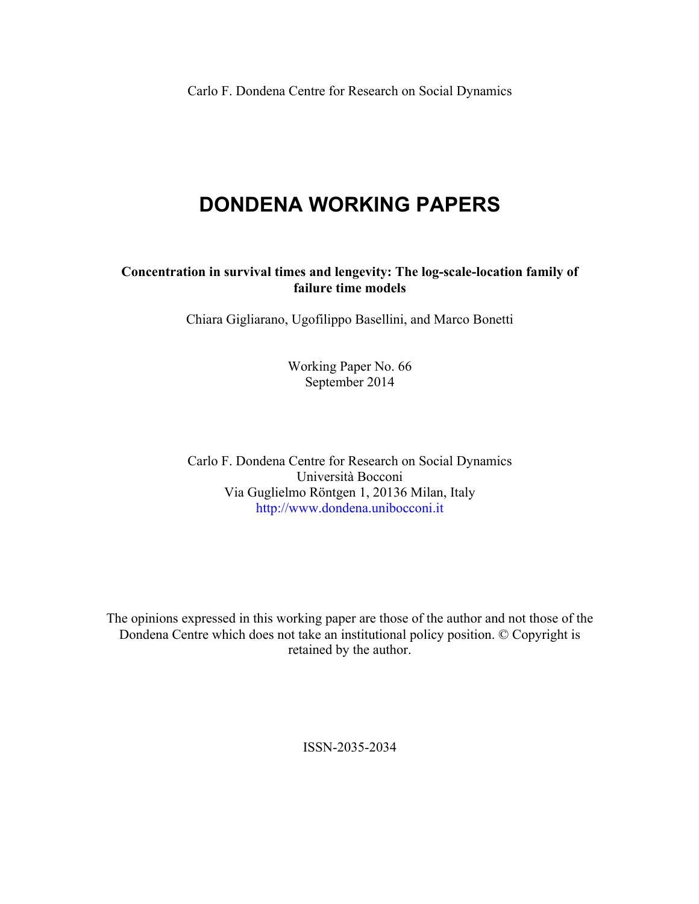Carlo F. Dondena Centre for Research on Social Dynamics

# DONDENA WORKING PAPERS

**Concentration in survival times and lengevity: The log-scale-location family of failure time models**

Chiara Gigliarano, Ugofilippo Basellini, and Marco Bonetti

Working Paper No. 66
September 2014

Carlo F. Dondena Centre for Research on Social Dynamics
Università Bocconi
Via Guglielmo Röntgen 1, 20136 Milan, Italy
http://www.dondena.unibocconi.it

The opinions expressed in this working paper are those of the author and not those of the Dondena Centre which does not take an institutional policy position. © Copyright is retained by the author.

ISSN-2035-2034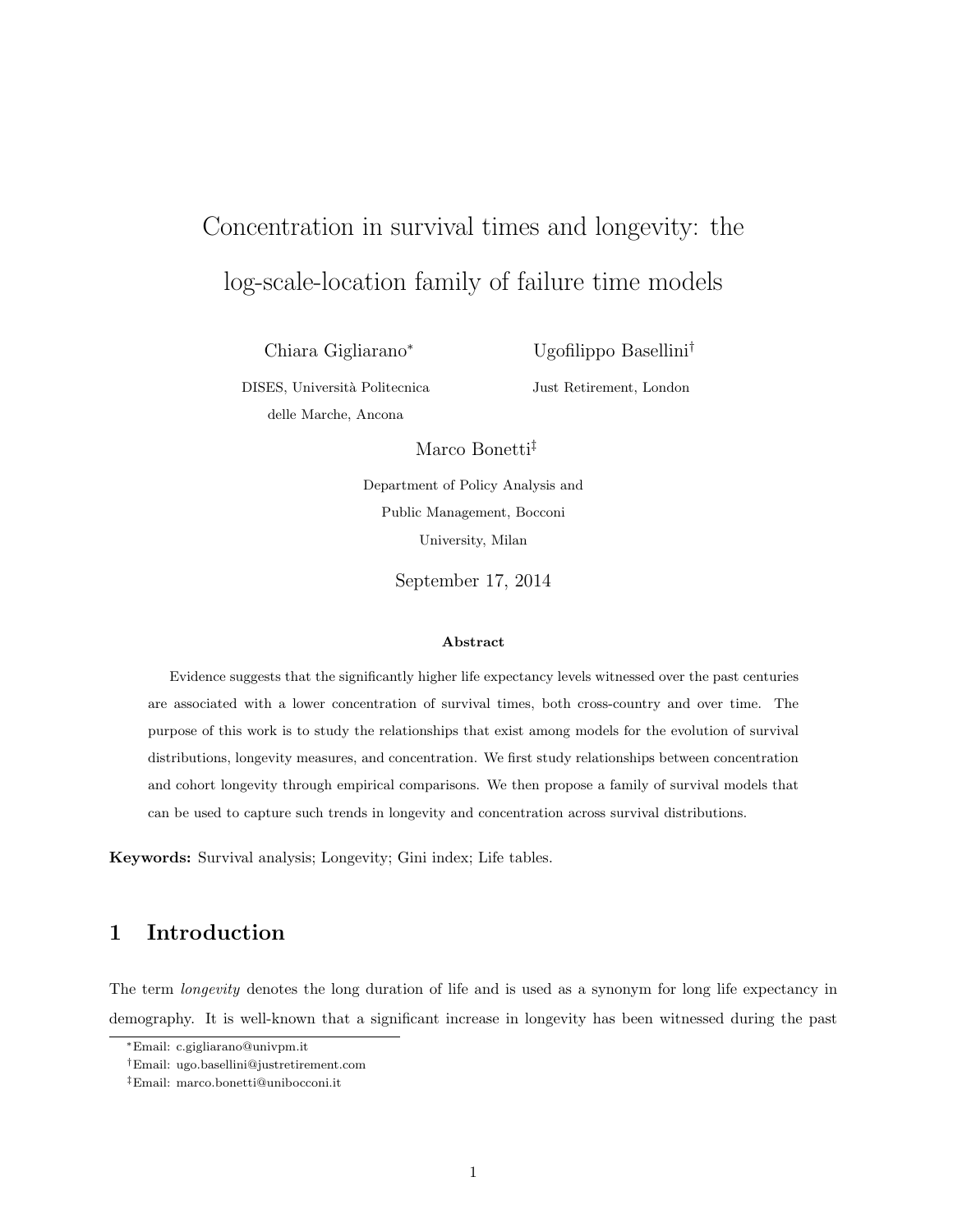# Concentration in survival times and longevity: the log-scale-location family of failure time models

Chiara Gigliarano*

DISES, Università Politecnica delle Marche, Ancona

Ugofilippo Basellini†

Just Retirement, London

Marco Bonetti‡

Department of Policy Analysis and Public Management, Bocconi University, Milan

September 17, 2014

### Abstract

Evidence suggests that the significantly higher life expectancy levels witnessed over the past centuries are associated with a lower concentration of survival times, both cross-country and over time. The purpose of this work is to study the relationships that exist among models for the evolution of survival distributions, longevity measures, and concentration. We first study relationships between concentration and cohort longevity through empirical comparisons. We then propose a family of survival models that can be used to capture such trends in longevity and concentration across survival distributions.

**Keywords:** Survival analysis; Longevity; Gini index; Life tables.

## 1 Introduction

The term *longevity* denotes the long duration of life and is used as a synonym for long life expectancy in demography. It is well-known that a significant increase in longevity has been witnessed during the past

*Email: c.gigliarano@univpm.it

†Email: ugo.basellini@justretirement.com

‡Email: marco.bonetti@unibocconi.it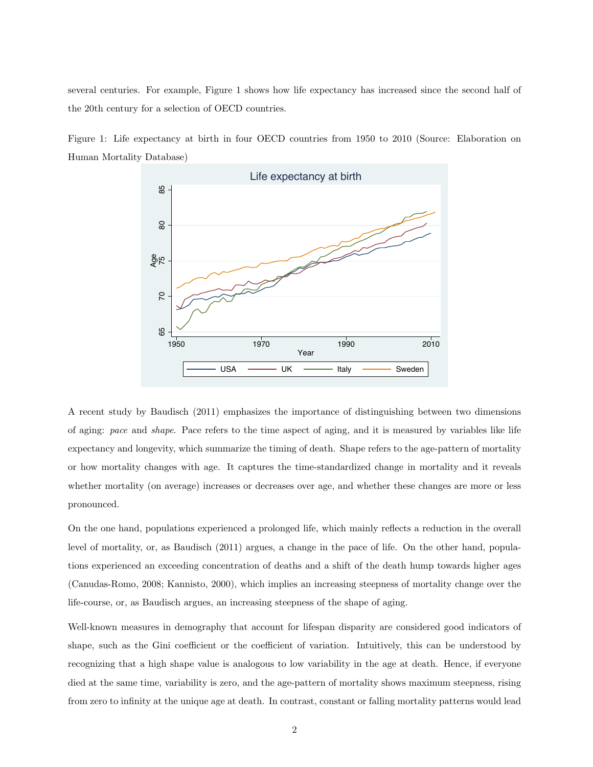several centuries. For example, Figure 1 shows how life expectancy has increased since the second half of the 20th century for a selection of OECD countries.

Figure 1: Life expectancy at birth in four OECD countries from 1950 to 2010 (Source: Elaboration on Human Mortality Database)

Life expectancy at birth

Age

85
80
75
70
65

1950
1970
1990
2010

Year

USA
UK
Italy
Sweden

A recent study by Baudisch (2011) emphasizes the importance of distinguishing between two dimensions of aging: *pace* and *shape*. Pace refers to the time aspect of aging, and it is measured by variables like life expectancy and longevity, which summarize the timing of death. Shape refers to the age-pattern of mortality or how mortality changes with age. It captures the time-standardized change in mortality and it reveals whether mortality (on average) increases or decreases over age, and whether these changes are more or less pronounced.

On the one hand, populations experienced a prolonged life, which mainly reflects a reduction in the overall level of mortality, or, as Baudisch (2011) argues, a change in the pace of life. On the other hand, populations experienced an exceeding concentration of deaths and a shift of the death hump towards higher ages (Canudas-Romo, 2008; Kannisto, 2000), which implies an increasing steepness of mortality change over the life-course, or, as Baudisch argues, an increasing steepness of the shape of aging.

Well-known measures in demography that account for lifespan disparity are considered good indicators of shape, such as the Gini coefficient or the coefficient of variation. Intuitively, this can be understood by recognizing that a high shape value is analogous to low variability in the age at death. Hence, if everyone died at the same time, variability is zero, and the age-pattern of mortality shows maximum steepness, rising from zero to infinity at the unique age at death. In contrast, constant or falling mortality patterns would lead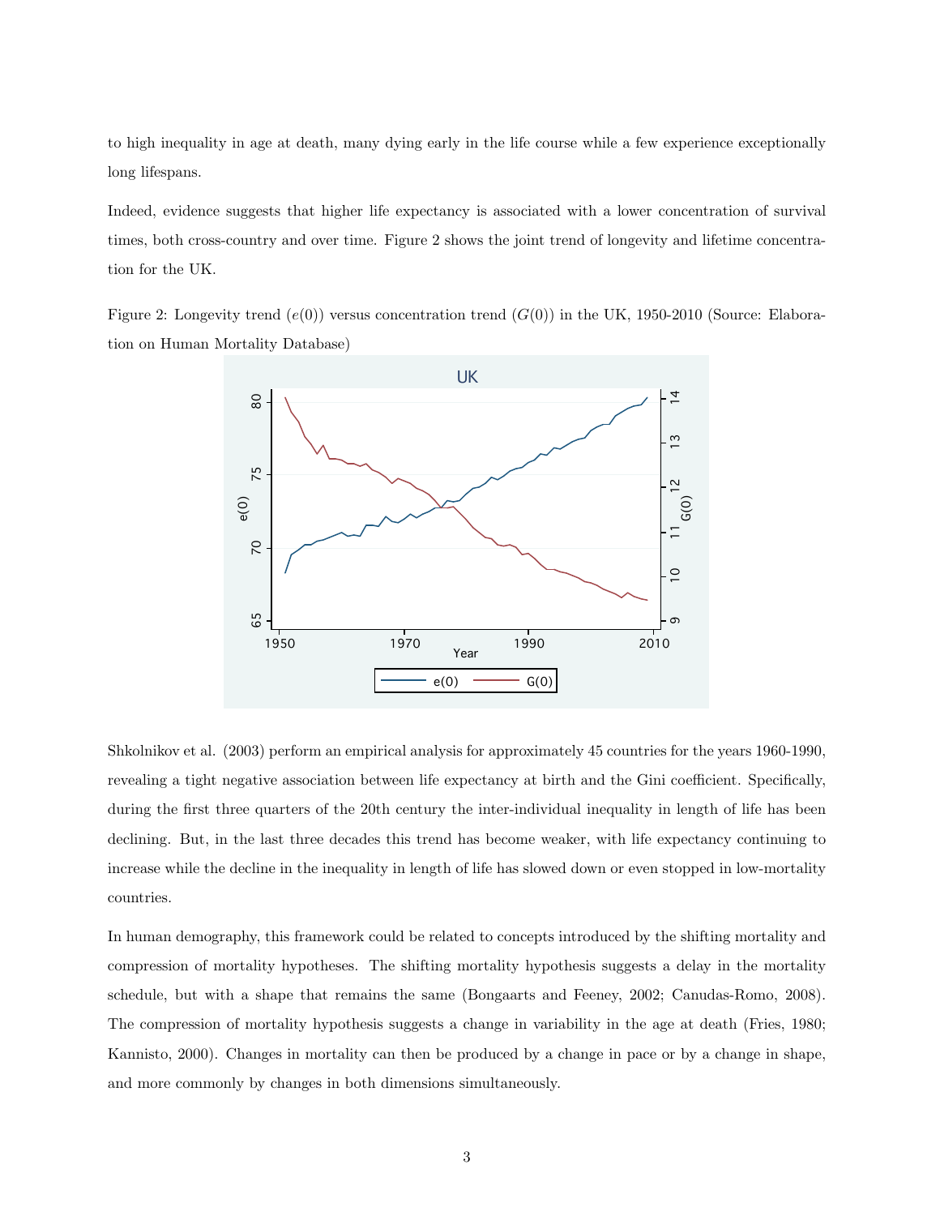to high inequality in age at death, many dying early in the life course while a few experience exceptionally long lifespans.

Indeed, evidence suggests that higher life expectancy is associated with a lower concentration of survival times, both cross-country and over time. Figure 2 shows the joint trend of longevity and lifetime concentration for the UK.

Figure 2: Longevity trend ($e(0)$) versus concentration trend ($G(0)$) in the UK, 1950-2010 (Source: Elaboration on Human Mortality Database)

UK

e(0)

65
70
75
80

G(0)

9
10
11
12
13
14

Year

1950
1970
1990
2010

e(0)
G(0)

Shkolnikov et al. (2003) perform an empirical analysis for approximately 45 countries for the years 1960-1990, revealing a tight negative association between life expectancy at birth and the Gini coefficient. Specifically, during the first three quarters of the 20th century the inter-individual inequality in length of life has been declining. But, in the last three decades this trend has become weaker, with life expectancy continuing to increase while the decline in the inequality in length of life has slowed down or even stopped in low-mortality countries.

In human demography, this framework could be related to concepts introduced by the shifting mortality and compression of mortality hypotheses. The shifting mortality hypothesis suggests a delay in the mortality schedule, but with a shape that remains the same (Bongaarts and Feeney, 2002; Canudas-Romo, 2008). The compression of mortality hypothesis suggests a change in variability in the age at death (Fries, 1980; Kannisto, 2000). Changes in mortality can then be produced by a change in pace or by a change in shape, and more commonly by changes in both dimensions simultaneously.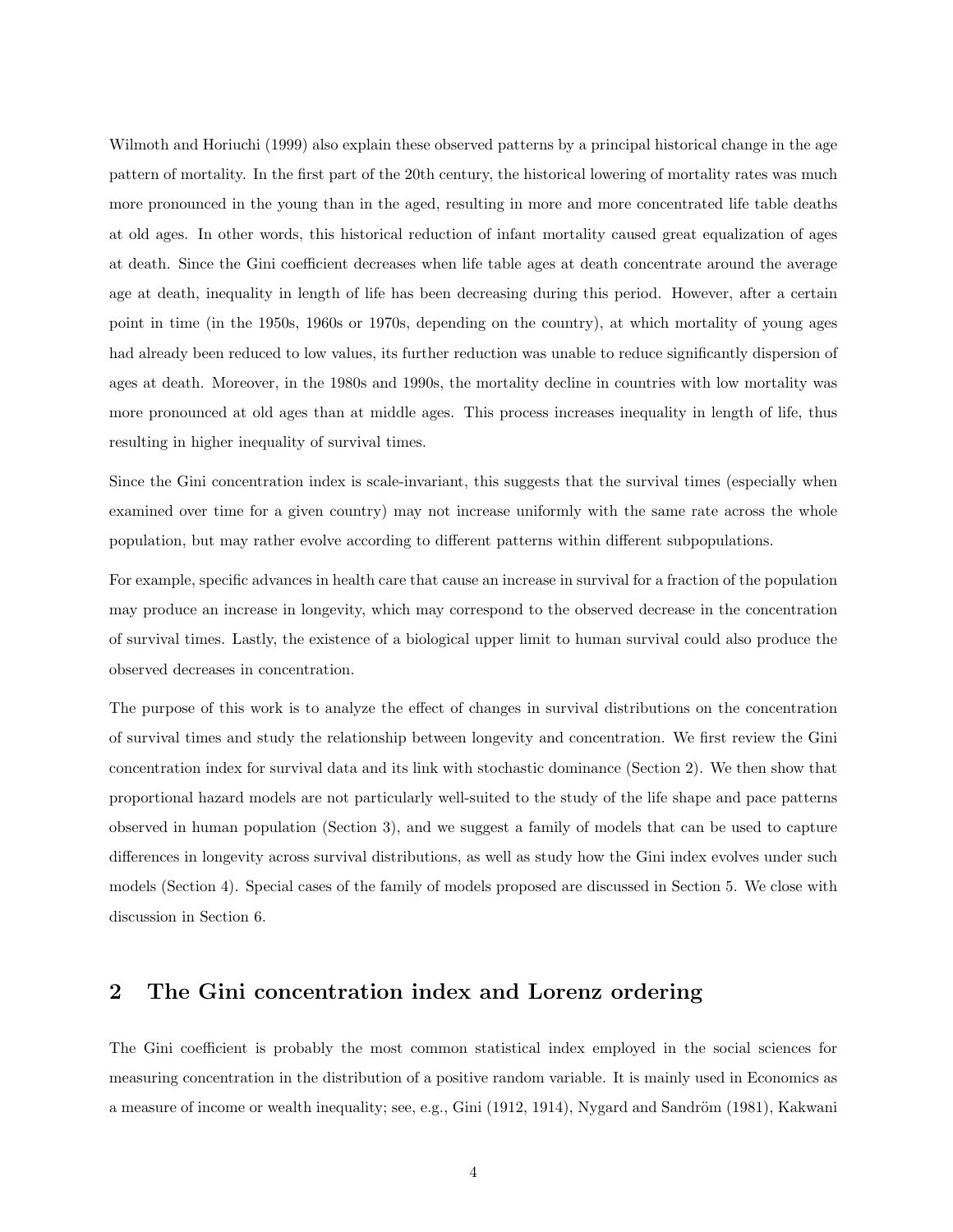Wilmoth and Horiuchi (1999) also explain these observed patterns by a principal historical change in the age pattern of mortality. In the first part of the 20th century, the historical lowering of mortality rates was much more pronounced in the young than in the aged, resulting in more and more concentrated life table deaths at old ages. In other words, this historical reduction of infant mortality caused great equalization of ages at death. Since the Gini coefficient decreases when life table ages at death concentrate around the average age at death, inequality in length of life has been decreasing during this period. However, after a certain point in time (in the 1950s, 1960s or 1970s, depending on the country), at which mortality of young ages had already been reduced to low values, its further reduction was unable to reduce significantly dispersion of ages at death. Moreover, in the 1980s and 1990s, the mortality decline in countries with low mortality was more pronounced at old ages than at middle ages. This process increases inequality in length of life, thus resulting in higher inequality of survival times.

Since the Gini concentration index is scale-invariant, this suggests that the survival times (especially when examined over time for a given country) may not increase uniformly with the same rate across the whole population, but may rather evolve according to different patterns within different subpopulations.

For example, specific advances in health care that cause an increase in survival for a fraction of the population may produce an increase in longevity, which may correspond to the observed decrease in the concentration of survival times. Lastly, the existence of a biological upper limit to human survival could also produce the observed decreases in concentration.

The purpose of this work is to analyze the effect of changes in survival distributions on the concentration of survival times and study the relationship between longevity and concentration. We first review the Gini concentration index for survival data and its link with stochastic dominance (Section 2). We then show that proportional hazard models are not particularly well-suited to the study of the life shape and pace patterns observed in human population (Section 3), and we suggest a family of models that can be used to capture differences in longevity across survival distributions, as well as study how the Gini index evolves under such models (Section 4). Special cases of the family of models proposed are discussed in Section 5. We close with discussion in Section 6.

## 2 The Gini concentration index and Lorenz ordering

The Gini coefficient is probably the most common statistical index employed in the social sciences for measuring concentration in the distribution of a positive random variable. It is mainly used in Economics as a measure of income or wealth inequality; see, e.g., Gini (1912, 1914), Nygard and Sandröm (1981), Kakwani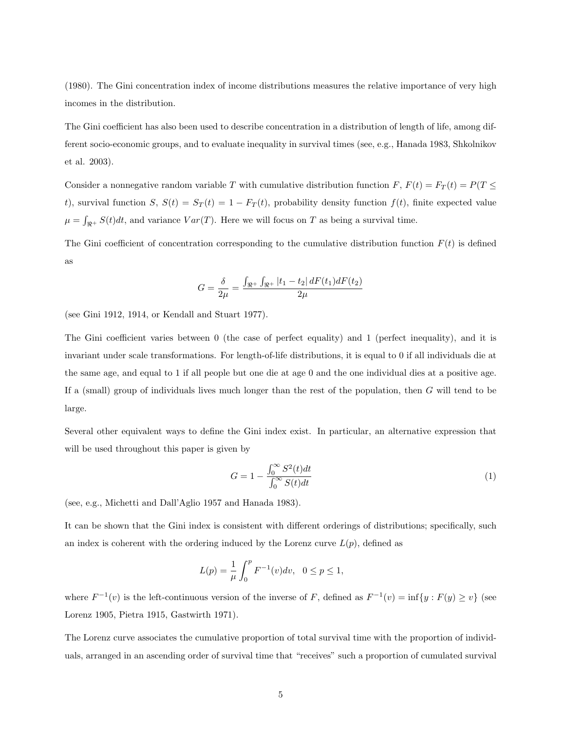(1980). The Gini concentration index of income distributions measures the relative importance of very high incomes in the distribution.

The Gini coefficient has also been used to describe concentration in a distribution of length of life, among different socio-economic groups, and to evaluate inequality in survival times (see, e.g., Hanada 1983, Shkolnikov et al. 2003).

Consider a nonnegative random variable $T$ with cumulative distribution function $F$, $F(t) = F_T(t) = P(T \leq t)$, survival function $S$, $S(t) = S_T(t) = 1 - F_T(t)$, probability density function $f(t)$, finite expected value $\mu = \int_{\Re^+} S(t)dt$, and variance $Var(T)$. Here we will focus on $T$ as being a survival time.

The Gini coefficient of concentration corresponding to the cumulative distribution function $F(t)$ is defined as

$$G = \frac{\delta}{2\mu} = \frac{\int_{\Re^+} \int_{\Re^+} |t_1 - t_2| \, dF(t_1) dF(t_2)}{2\mu}$$

(see Gini 1912, 1914, or Kendall and Stuart 1977).

The Gini coefficient varies between 0 (the case of perfect equality) and 1 (perfect inequality), and it is invariant under scale transformations. For length-of-life distributions, it is equal to 0 if all individuals die at the same age, and equal to 1 if all people but one die at age 0 and the one individual dies at a positive age. If a (small) group of individuals lives much longer than the rest of the population, then $G$ will tend to be large.

Several other equivalent ways to define the Gini index exist. In particular, an alternative expression that will be used throughout this paper is given by

$$G = 1 - \frac{\int_0^\infty S^2(t)dt}{\int_0^\infty S(t)dt} \tag{1}$$

(see, e.g., Michetti and Dall'Aglio 1957 and Hanada 1983).

It can be shown that the Gini index is consistent with different orderings of distributions; specifically, such an index is coherent with the ordering induced by the Lorenz curve $L(p)$, defined as

$$L(p) = \frac{1}{\mu} \int_0^p F^{-1}(v)dv, \quad 0 \leq p \leq 1,$$

where $F^{-1}(v)$ is the left-continuous version of the inverse of $F$, defined as $F^{-1}(v) = \inf\{y : F(y) \geq v\}$ (see Lorenz 1905, Pietra 1915, Gastwirth 1971).

The Lorenz curve associates the cumulative proportion of total survival time with the proportion of individuals, arranged in an ascending order of survival time that "receives" such a proportion of cumulated survival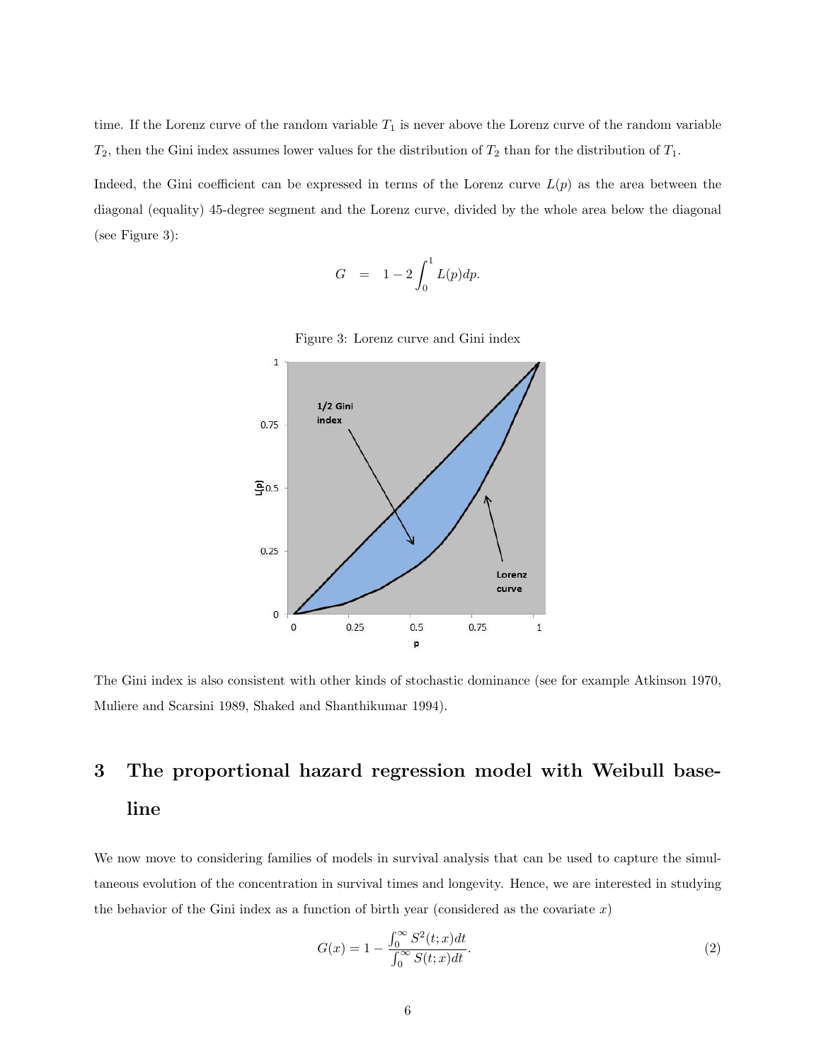time. If the Lorenz curve of the random variable $T_1$ is never above the Lorenz curve of the random variable $T_2$, then the Gini index assumes lower values for the distribution of $T_2$ than for the distribution of $T_1$.

Indeed, the Gini coefficient can be expressed in terms of the Lorenz curve $L(p)$ as the area between the diagonal (equality) 45-degree segment and the Lorenz curve, divided by the whole area below the diagonal (see Figure 3):

$$G = 1 - 2\int_0^1 L(p)dp.$$

Figure 3: Lorenz curve and Gini index

1/2 Gini index

Lorenz curve

L(p)

p

0

0.25

0.5

0.75

1

The Gini index is also consistent with other kinds of stochastic dominance (see for example Atkinson 1970, Muliere and Scarsini 1989, Shaked and Shanthikumar 1994).

## 3 The proportional hazard regression model with Weibull baseline

We now move to considering families of models in survival analysis that can be used to capture the simultaneous evolution of the concentration in survival times and longevity. Hence, we are interested in studying the behavior of the Gini index as a function of birth year (considered as the covariate $x$)

$$G(x) = 1 - \frac{\int_0^\infty S^2(t;x)dt}{\int_0^\infty S(t;x)dt}. \tag{2}$$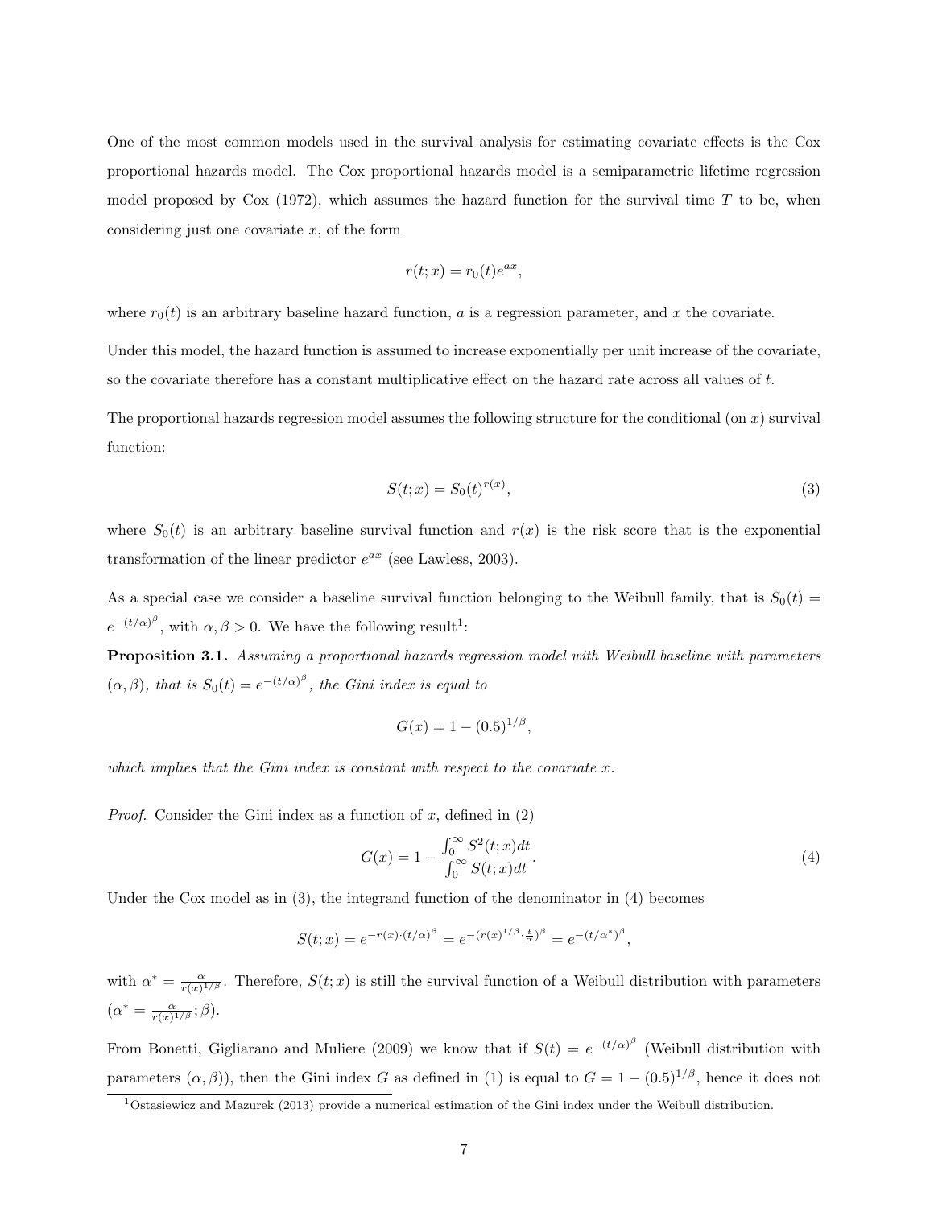One of the most common models used in the survival analysis for estimating covariate effects is the Cox proportional hazards model. The Cox proportional hazards model is a semiparametric lifetime regression model proposed by Cox (1972), which assumes the hazard function for the survival time $T$ to be, when considering just one covariate $x$, of the form

$$r(t; x) = r_0(t)e^{ax},$$

where $r_0(t)$ is an arbitrary baseline hazard function, $a$ is a regression parameter, and $x$ the covariate.

Under this model, the hazard function is assumed to increase exponentially per unit increase of the covariate, so the covariate therefore has a constant multiplicative effect on the hazard rate across all values of $t$.

The proportional hazards regression model assumes the following structure for the conditional (on $x$) survival function:

$$S(t; x) = S_0(t)^{r(x)}, \tag{3}$$

where $S_0(t)$ is an arbitrary baseline survival function and $r(x)$ is the risk score that is the exponential transformation of the linear predictor $e^{ax}$ (see Lawless, 2003).

As a special case we consider a baseline survival function belonging to the Weibull family, that is $S_0(t) = e^{-(t/\alpha)^\beta}$, with $\alpha, \beta > 0$. We have the following result[1]:

**Proposition 3.1.** *Assuming a proportional hazards regression model with Weibull baseline with parameters* $(\alpha, \beta)$*, that is* $S_0(t) = e^{-(t/\alpha)^\beta}$*, the Gini index is equal to*

$$G(x) = 1 - (0.5)^{1/\beta},$$

*which implies that the Gini index is constant with respect to the covariate* $x$*.*

*Proof.* Consider the Gini index as a function of $x$, defined in (2)

$$G(x) = 1 - \frac{\int_0^\infty S^2(t; x)dt}{\int_0^\infty S(t; x)dt}. \tag{4}$$

Under the Cox model as in (3), the integrand function of the denominator in (4) becomes

$$S(t; x) = e^{-r(x)\cdot(t/\alpha)^\beta} = e^{-(r(x)^{1/\beta}\cdot\frac{t}{\alpha})^\beta} = e^{-(t/\alpha^*)^\beta},$$

with $\alpha^* = \frac{\alpha}{r(x)^{1/\beta}}$. Therefore, $S(t; x)$ is still the survival function of a Weibull distribution with parameters $(\alpha^* = \frac{\alpha}{r(x)^{1/\beta}}; \beta)$.

From Bonetti, Gigliarano and Muliere (2009) we know that if $S(t) = e^{-(t/\alpha)^\beta}$ (Weibull distribution with parameters $(\alpha, \beta)$), then the Gini index $G$ as defined in (1) is equal to $G = 1 - (0.5)^{1/\beta}$, hence it does not

[1] Ostasiewicz and Mazurek (2013) provide a numerical estimation of the Gini index under the Weibull distribution.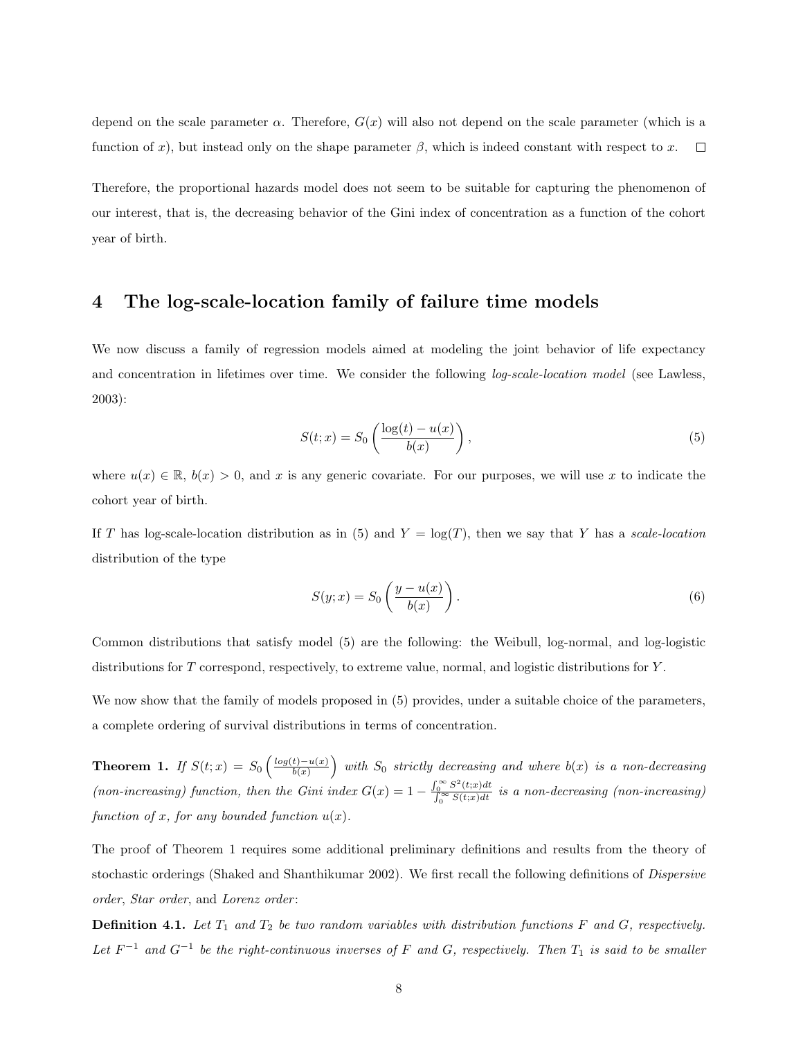depend on the scale parameter $\alpha$. Therefore, $G(x)$ will also not depend on the scale parameter (which is a function of $x$), but instead only on the shape parameter $\beta$, which is indeed constant with respect to $x$. $\square$

Therefore, the proportional hazards model does not seem to be suitable for capturing the phenomenon of our interest, that is, the decreasing behavior of the Gini index of concentration as a function of the cohort year of birth.

## 4 The log-scale-location family of failure time models

We now discuss a family of regression models aimed at modeling the joint behavior of life expectancy and concentration in lifetimes over time. We consider the following *log-scale-location model* (see Lawless, 2003):

$$S(t;x) = S_0\left(\frac{\log(t) - u(x)}{b(x)}\right), \tag{5}$$

where $u(x) \in \mathbb{R}$, $b(x) > 0$, and $x$ is any generic covariate. For our purposes, we will use $x$ to indicate the cohort year of birth.

If $T$ has log-scale-location distribution as in (5) and $Y = \log(T)$, then we say that $Y$ has a *scale-location* distribution of the type

$$S(y;x) = S_0\left(\frac{y - u(x)}{b(x)}\right). \tag{6}$$

Common distributions that satisfy model (5) are the following: the Weibull, log-normal, and log-logistic distributions for $T$ correspond, respectively, to extreme value, normal, and logistic distributions for $Y$.

We now show that the family of models proposed in (5) provides, under a suitable choice of the parameters, a complete ordering of survival distributions in terms of concentration.

**Theorem 1.** *If $S(t;x) = S_0\left(\frac{log(t)-u(x)}{b(x)}\right)$ with $S_0$ strictly decreasing and where $b(x)$ is a non-decreasing (non-increasing) function, then the Gini index $G(x) = 1 - \frac{\int_0^\infty S^2(t;x)dt}{\int_0^\infty S(t;x)dt}$ is a non-decreasing (non-increasing) function of $x$, for any bounded function $u(x)$.*

The proof of Theorem 1 requires some additional preliminary definitions and results from the theory of stochastic orderings (Shaked and Shanthikumar 2002). We first recall the following definitions of *Dispersive order*, *Star order*, and *Lorenz order*:

**Definition 4.1.** *Let $T_1$ and $T_2$ be two random variables with distribution functions $F$ and $G$, respectively. Let $F^{-1}$ and $G^{-1}$ be the right-continuous inverses of $F$ and $G$, respectively. Then $T_1$ is said to be smaller*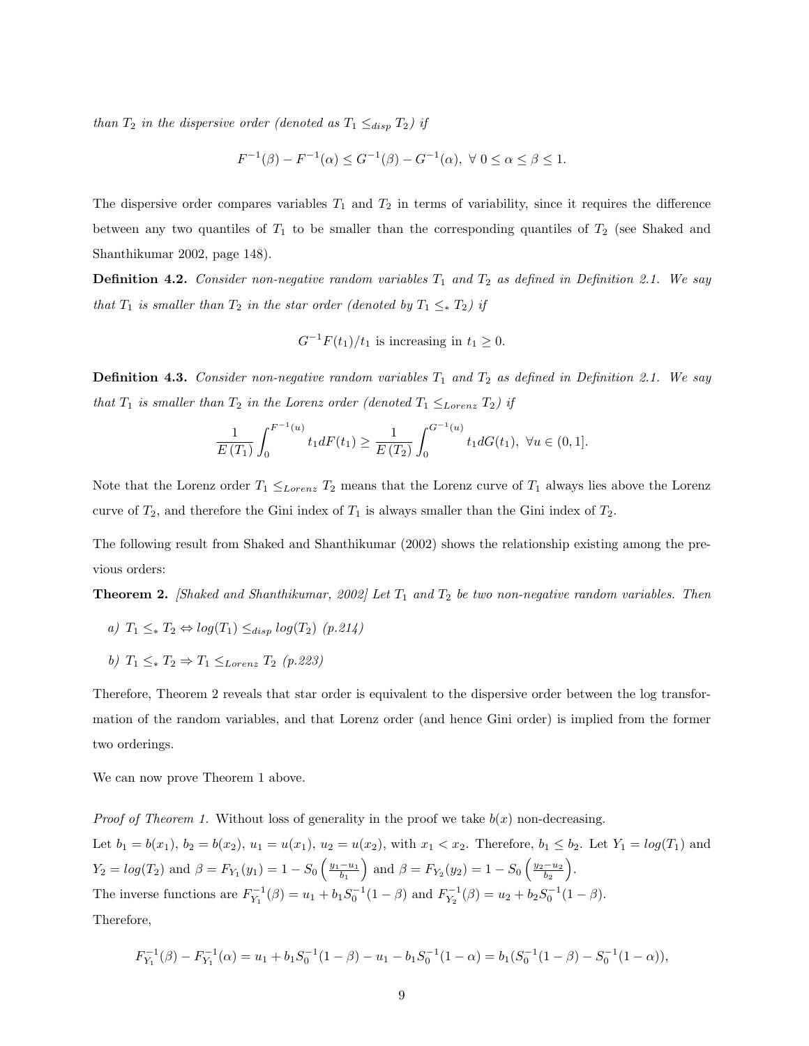*than $T_2$ in the dispersive order (denoted as $T_1 \leq_{disp} T_2$) if*

$$F^{-1}(\beta) - F^{-1}(\alpha) \leq G^{-1}(\beta) - G^{-1}(\alpha),\ \forall\ 0 \leq \alpha \leq \beta \leq 1.$$

The dispersive order compares variables $T_1$ and $T_2$ in terms of variability, since it requires the difference between any two quantiles of $T_1$ to be smaller than the corresponding quantiles of $T_2$ (see Shaked and Shanthikumar 2002, page 148).

**Definition 4.2.** *Consider non-negative random variables $T_1$ and $T_2$ as defined in Definition 2.1. We say that $T_1$ is smaller than $T_2$ in the star order (denoted by $T_1 \leq_* T_2$) if*

$$G^{-1}F(t_1)/t_1 \text{ is increasing in } t_1 \geq 0.$$

**Definition 4.3.** *Consider non-negative random variables $T_1$ and $T_2$ as defined in Definition 2.1. We say that $T_1$ is smaller than $T_2$ in the Lorenz order (denoted $T_1 \leq_{Lorenz} T_2$) if*

$$\frac{1}{E\left(T_1\right)} \int_0^{F^{-1}(u)} t_1 dF(t_1) \geq \frac{1}{E\left(T_2\right)} \int_0^{G^{-1}(u)} t_1 dG(t_1),\ \forall u \in (0, 1].$$

Note that the Lorenz order $T_1 \leq_{Lorenz} T_2$ means that the Lorenz curve of $T_1$ always lies above the Lorenz curve of $T_2$, and therefore the Gini index of $T_1$ is always smaller than the Gini index of $T_2$.

The following result from Shaked and Shanthikumar (2002) shows the relationship existing among the previous orders:

**Theorem 2.** *[Shaked and Shanthikumar, 2002] Let $T_1$ and $T_2$ be two non-negative random variables. Then*

*a) $T_1 \leq_* T_2 \Leftrightarrow log(T_1) \leq_{disp} log(T_2)$ (p.214)*

*b) $T_1 \leq_* T_2 \Rightarrow T_1 \leq_{Lorenz} T_2$ (p.223)*

Therefore, Theorem 2 reveals that star order is equivalent to the dispersive order between the log transformation of the random variables, and that Lorenz order (and hence Gini order) is implied from the former two orderings.

We can now prove Theorem 1 above.

*Proof of Theorem 1.* Without loss of generality in the proof we take $b(x)$ non-decreasing.

Let $b_1 = b(x_1)$, $b_2 = b(x_2)$, $u_1 = u(x_1)$, $u_2 = u(x_2)$, with $x_1 < x_2$. Therefore, $b_1 \leq b_2$. Let $Y_1 = log(T_1)$ and $Y_2 = log(T_2)$ and $\beta = F_{Y_1}(y_1) = 1 - S_0\left(\frac{y_1 - u_1}{b_1}\right)$ and $\beta = F_{Y_2}(y_2) = 1 - S_0\left(\frac{y_2 - u_2}{b_2}\right)$.

The inverse functions are $F_{Y_1}^{-1}(\beta) = u_1 + b_1 S_0^{-1}(1-\beta)$ and $F_{Y_2}^{-1}(\beta) = u_2 + b_2 S_0^{-1}(1-\beta)$.

Therefore,

$$F_{Y_1}^{-1}(\beta) - F_{Y_1}^{-1}(\alpha) = u_1 + b_1 S_0^{-1}(1-\beta) - u_1 - b_1 S_0^{-1}(1-\alpha) = b_1(S_0^{-1}(1-\beta) - S_0^{-1}(1-\alpha)),$$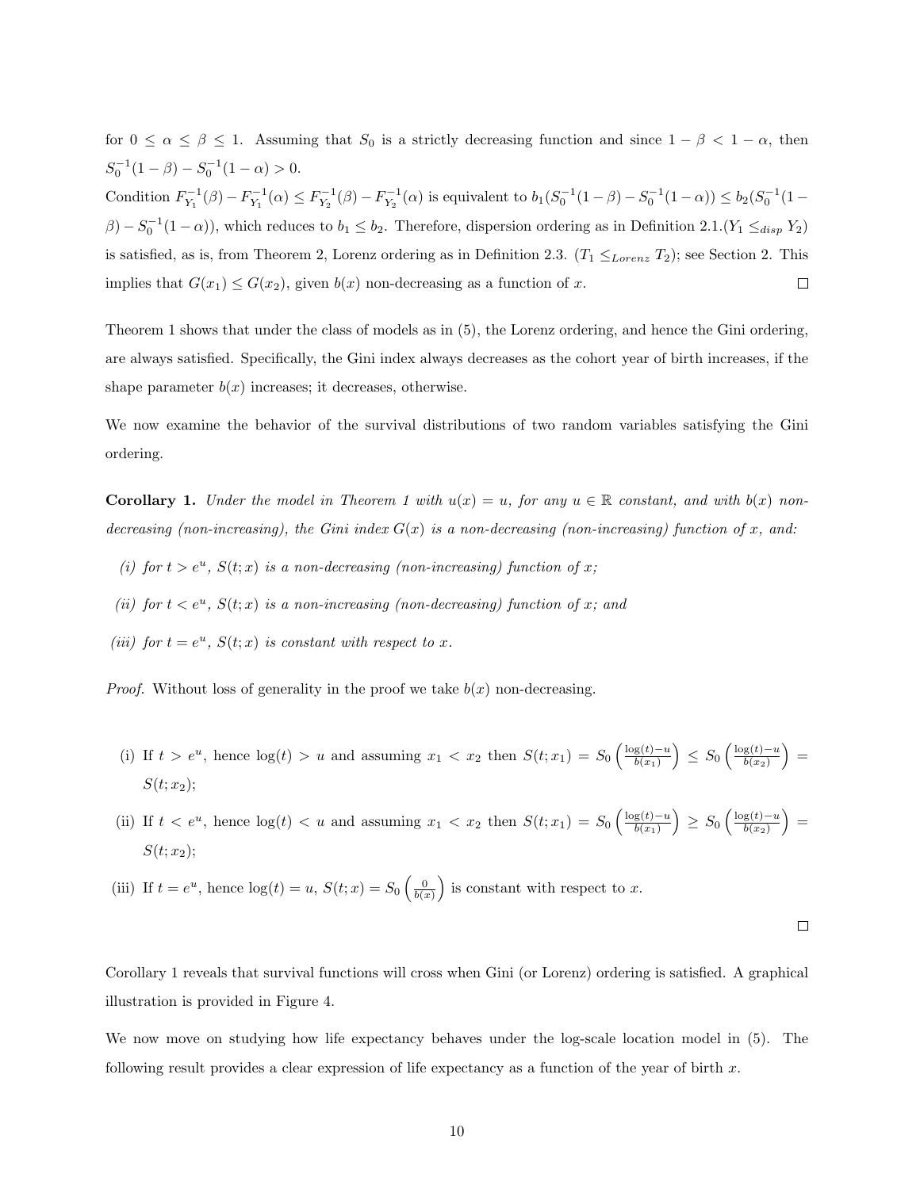for $0 \leq \alpha \leq \beta \leq 1$. Assuming that $S_0$ is a strictly decreasing function and since $1-\beta < 1-\alpha$, then $S_0^{-1}(1-\beta) - S_0^{-1}(1-\alpha) > 0$.

Condition $F_{Y_1}^{-1}(\beta) - F_{Y_1}^{-1}(\alpha) \leq F_{Y_2}^{-1}(\beta) - F_{Y_2}^{-1}(\alpha)$ is equivalent to $b_1(S_0^{-1}(1-\beta) - S_0^{-1}(1-\alpha)) \leq b_2(S_0^{-1}(1-\beta) - S_0^{-1}(1-\alpha))$, which reduces to $b_1 \leq b_2$. Therefore, dispersion ordering as in Definition 2.1.($Y_1 \leq_{disp} Y_2$) is satisfied, as is, from Theorem 2, Lorenz ordering as in Definition 2.3. ($T_1 \leq_{Lorenz} T_2$); see Section 2. This implies that $G(x_1) \leq G(x_2)$, given $b(x)$ non-decreasing as a function of $x$. □

Theorem 1 shows that under the class of models as in (5), the Lorenz ordering, and hence the Gini ordering, are always satisfied. Specifically, the Gini index always decreases as the cohort year of birth increases, if the shape parameter $b(x)$ increases; it decreases, otherwise.

We now examine the behavior of the survival distributions of two random variables satisfying the Gini ordering.

**Corollary 1.** *Under the model in Theorem 1 with $u(x) = u$, for any $u \in \mathbb{R}$ constant, and with $b(x)$ non-decreasing (non-increasing), the Gini index $G(x)$ is a non-decreasing (non-increasing) function of $x$, and:*

*(i) for $t > e^u$, $S(t;x)$ is a non-decreasing (non-increasing) function of $x$;*

*(ii) for $t < e^u$, $S(t;x)$ is a non-increasing (non-decreasing) function of $x$; and*

*(iii) for $t = e^u$, $S(t;x)$ is constant with respect to $x$.*

*Proof.* Without loss of generality in the proof we take $b(x)$ non-decreasing.

(i) If $t > e^u$, hence $\log(t) > u$ and assuming $x_1 < x_2$ then $S(t;x_1) = S_0\left(\frac{\log(t)-u}{b(x_1)}\right) \leq S_0\left(\frac{\log(t)-u}{b(x_2)}\right) = S(t;x_2)$;

(ii) If $t < e^u$, hence $\log(t) < u$ and assuming $x_1 < x_2$ then $S(t;x_1) = S_0\left(\frac{\log(t)-u}{b(x_1)}\right) \geq S_0\left(\frac{\log(t)-u}{b(x_2)}\right) = S(t;x_2)$;

(iii) If $t = e^u$, hence $\log(t) = u$, $S(t;x) = S_0\left(\frac{0}{b(x)}\right)$ is constant with respect to $x$.

□

Corollary 1 reveals that survival functions will cross when Gini (or Lorenz) ordering is satisfied. A graphical illustration is provided in Figure 4.

We now move on studying how life expectancy behaves under the log-scale location model in (5). The following result provides a clear expression of life expectancy as a function of the year of birth $x$.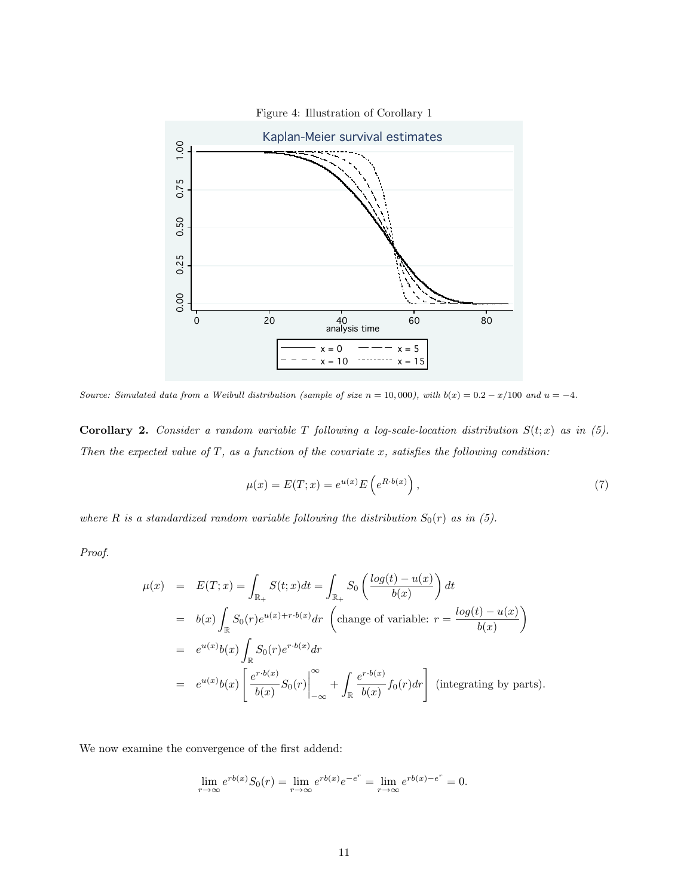Figure 4: Illustration of Corollary 1

Kaplan-Meier survival estimates

1.00
0.75
0.50
0.25
0.00

0
20
40
60
80
analysis time

x = 0
x = 5
x = 10
x = 15

*Source: Simulated data from a Weibull distribution (sample of size $n = 10,000$), with $b(x) = 0.2 - x/100$ and $u = -4$.*

**Corollary 2.** *Consider a random variable $T$ following a log-scale-location distribution $S(t; x)$ as in (5). Then the expected value of $T$, as a function of the covariate $x$, satisfies the following condition:*

$$\mu(x) = E(T; x) = e^{u(x)} E\left(e^{R \cdot b(x)}\right), \tag{7}$$

*where $R$ is a standardized random variable following the distribution $S_0(r)$ as in (5).*

*Proof.*

$$\begin{aligned}
\mu(x) &= E(T; x) = \int_{\mathbb{R}_+} S(t; x) dt = \int_{\mathbb{R}_+} S_0\left(\frac{log(t) - u(x)}{b(x)}\right) dt \\
&= b(x) \int_{\mathbb{R}} S_0(r) e^{u(x) + r \cdot b(x)} dr \ \left(\text{change of variable: } r = \frac{log(t) - u(x)}{b(x)}\right) \\
&= e^{u(x)} b(x) \int_{\mathbb{R}} S_0(r) e^{r \cdot b(x)} dr \\
&= e^{u(x)} b(x) \left[ \frac{e^{r \cdot b(x)}}{b(x)} S_0(r) \Big|_{-\infty}^{\infty} + \int_{\mathbb{R}} \frac{e^{r \cdot b(x)}}{b(x)} f_0(r) dr \right] \ \text{(integrating by parts)}.
\end{aligned}$$

We now examine the convergence of the first addend:

$$\lim_{r \to \infty} e^{rb(x)} S_0(r) = \lim_{r \to \infty} e^{rb(x)} e^{-e^r} = \lim_{r \to \infty} e^{rb(x) - e^r} = 0.$$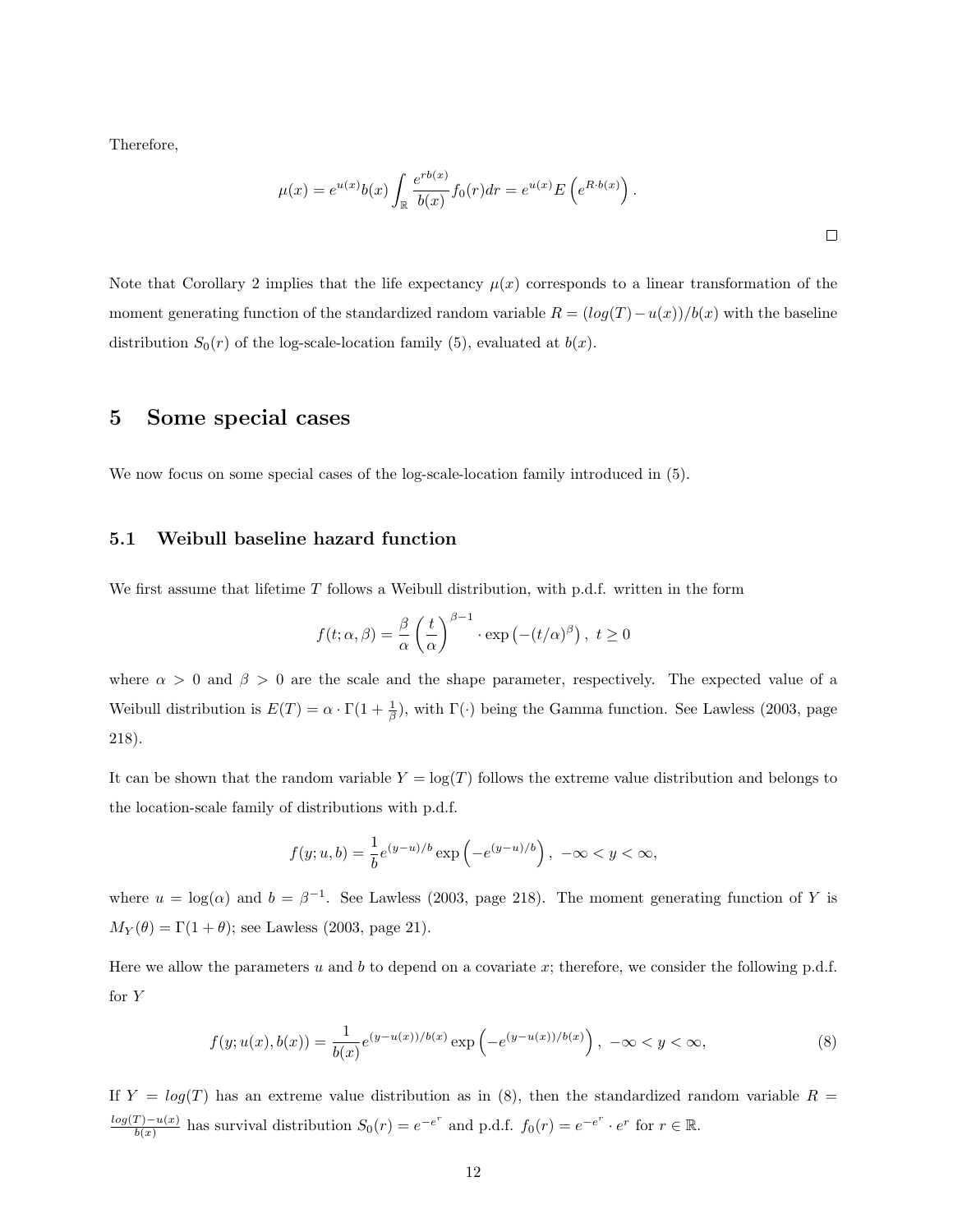Therefore,

$$\mu(x) = e^{u(x)} b(x) \int_{\mathbb{R}} \frac{e^{rb(x)}}{b(x)} f_0(r) dr = e^{u(x)} E\left(e^{R \cdot b(x)}\right).$$

□

Note that Corollary 2 implies that the life expectancy $\mu(x)$ corresponds to a linear transformation of the moment generating function of the standardized random variable $R = (log(T) - u(x))/b(x)$ with the baseline distribution $S_0(r)$ of the log-scale-location family (5), evaluated at $b(x)$.

# 5 Some special cases

We now focus on some special cases of the log-scale-location family introduced in (5).

## 5.1 Weibull baseline hazard function

We first assume that lifetime $T$ follows a Weibull distribution, with p.d.f. written in the form

$$f(t; \alpha, \beta) = \frac{\beta}{\alpha}\left(\frac{t}{\alpha}\right)^{\beta - 1} \cdot \exp\left(-(t/\alpha)^{\beta}\right), \ t \geq 0$$

where $\alpha > 0$ and $\beta > 0$ are the scale and the shape parameter, respectively. The expected value of a Weibull distribution is $E(T) = \alpha \cdot \Gamma(1 + \frac{1}{\beta})$, with $\Gamma(\cdot)$ being the Gamma function. See Lawless (2003, page 218).

It can be shown that the random variable $Y = \log(T)$ follows the extreme value distribution and belongs to the location-scale family of distributions with p.d.f.

$$f(y; u, b) = \frac{1}{b} e^{(y-u)/b} \exp\left(-e^{(y-u)/b}\right), \ -\infty < y < \infty,$$

where $u = \log(\alpha)$ and $b = \beta^{-1}$. See Lawless (2003, page 218). The moment generating function of $Y$ is $M_Y(\theta) = \Gamma(1 + \theta)$; see Lawless (2003, page 21).

Here we allow the parameters $u$ and $b$ to depend on a covariate $x$; therefore, we consider the following p.d.f. for $Y$

$$f(y; u(x), b(x)) = \frac{1}{b(x)} e^{(y-u(x))/b(x)} \exp\left(-e^{(y-u(x))/b(x)}\right), \ -\infty < y < \infty, \tag{8}$$

If $Y = log(T)$ has an extreme value distribution as in (8), then the standardized random variable $R = \frac{log(T) - u(x)}{b(x)}$ has survival distribution $S_0(r) = e^{-e^r}$ and p.d.f. $f_0(r) = e^{-e^r} \cdot e^r$ for $r \in \mathbb{R}$.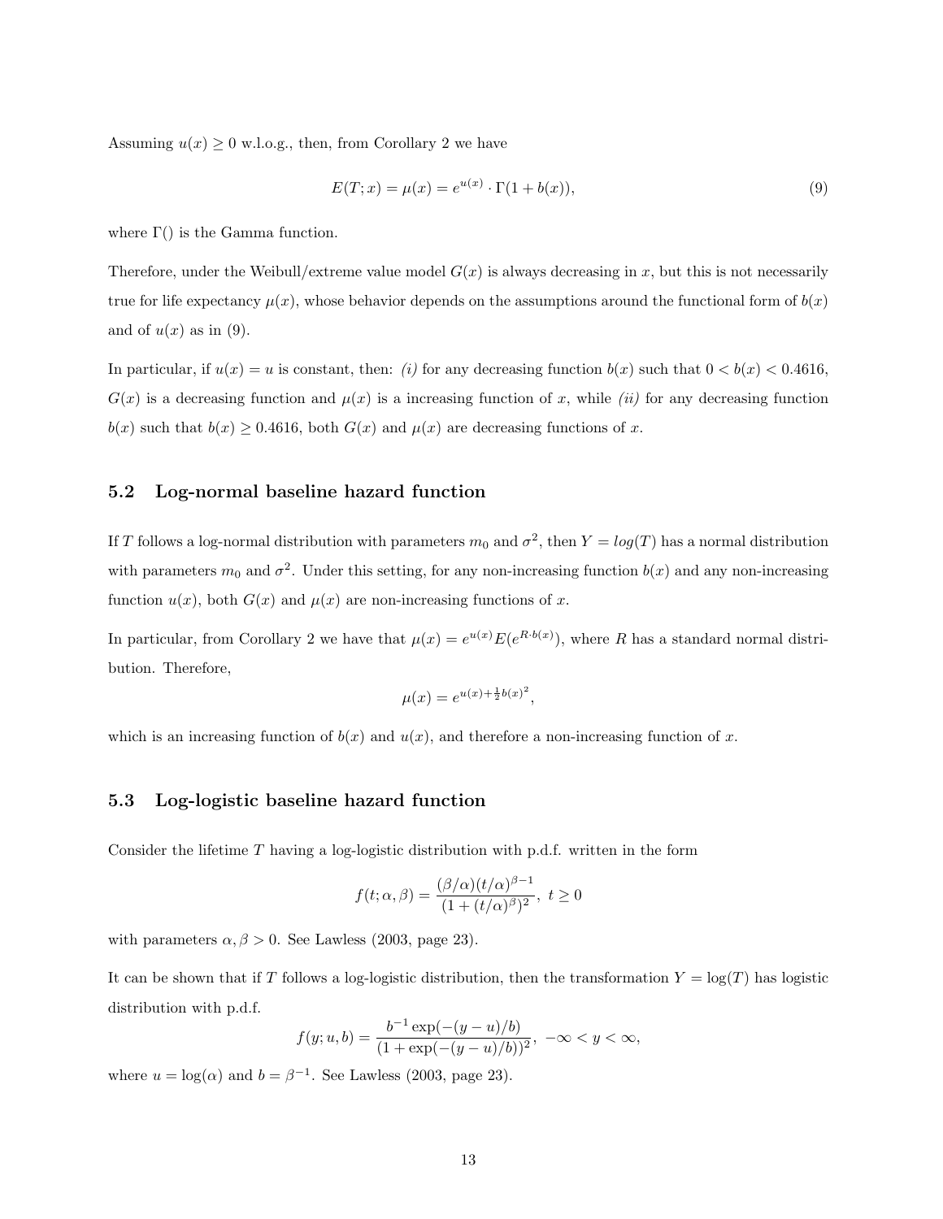Assuming $u(x) \geq 0$ w.l.o.g., then, from Corollary 2 we have

$$E(T;x) = \mu(x) = e^{u(x)} \cdot \Gamma(1 + b(x)), \tag{9}$$

where $\Gamma()$ is the Gamma function.

Therefore, under the Weibull/extreme value model $G(x)$ is always decreasing in $x$, but this is not necessarily true for life expectancy $\mu(x)$, whose behavior depends on the assumptions around the functional form of $b(x)$ and of $u(x)$ as in (9).

In particular, if $u(x) = u$ is constant, then: *(i)* for any decreasing function $b(x)$ such that $0 < b(x) < 0.4616$, $G(x)$ is a decreasing function and $\mu(x)$ is a increasing function of $x$, while *(ii)* for any decreasing function $b(x)$ such that $b(x) \geq 0.4616$, both $G(x)$ and $\mu(x)$ are decreasing functions of $x$.

### 5.2 Log-normal baseline hazard function

If $T$ follows a log-normal distribution with parameters $m_0$ and $\sigma^2$, then $Y = log(T)$ has a normal distribution with parameters $m_0$ and $\sigma^2$. Under this setting, for any non-increasing function $b(x)$ and any non-increasing function $u(x)$, both $G(x)$ and $\mu(x)$ are non-increasing functions of $x$.

In particular, from Corollary 2 we have that $\mu(x) = e^{u(x)} E(e^{R \cdot b(x)})$, where $R$ has a standard normal distribution. Therefore,

$$\mu(x) = e^{u(x) + \frac{1}{2} b(x)^2},$$

which is an increasing function of $b(x)$ and $u(x)$, and therefore a non-increasing function of $x$.

### 5.3 Log-logistic baseline hazard function

Consider the lifetime $T$ having a log-logistic distribution with p.d.f. written in the form

$$f(t; \alpha, \beta) = \frac{(\beta/\alpha)(t/\alpha)^{\beta-1}}{(1 + (t/\alpha)^{\beta})^2}, \ t \geq 0$$

with parameters $\alpha, \beta > 0$. See Lawless (2003, page 23).

It can be shown that if $T$ follows a log-logistic distribution, then the transformation $Y = \log(T)$ has logistic distribution with p.d.f.

$$f(y; u, b) = \frac{b^{-1} \exp(-(y-u)/b)}{(1 + \exp(-(y-u)/b))^2}, \ -\infty < y < \infty,$$

where $u = \log(\alpha)$ and $b = \beta^{-1}$. See Lawless (2003, page 23).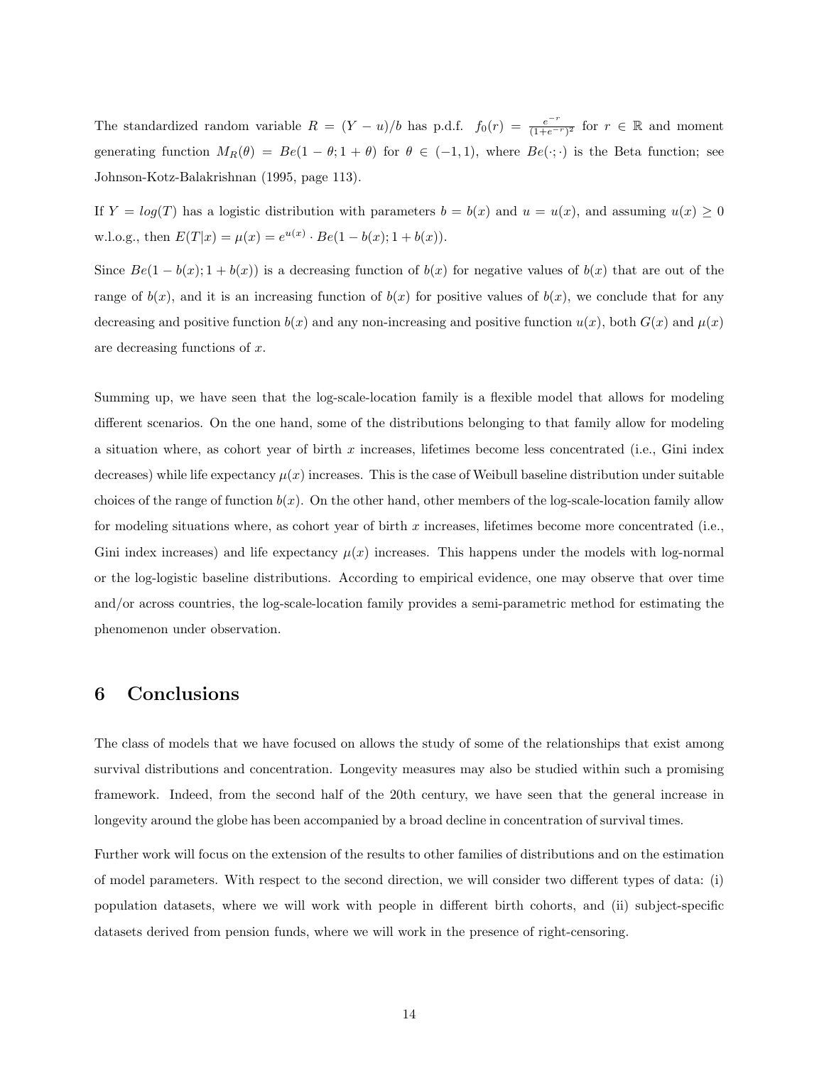The standardized random variable $R = (Y - u)/b$ has p.d.f. $f_0(r) = \frac{e^{-r}}{(1+e^{-r})^2}$ for $r \in \mathbb{R}$ and moment generating function $M_R(\theta) = Be(1-\theta; 1+\theta)$ for $\theta \in (-1, 1)$, where $Be(\cdot;\cdot)$ is the Beta function; see Johnson-Kotz-Balakrishnan (1995, page 113).

If $Y = log(T)$ has a logistic distribution with parameters $b = b(x)$ and $u = u(x)$, and assuming $u(x) \geq 0$ w.l.o.g., then $E(T|x) = \mu(x) = e^{u(x)} \cdot Be(1 - b(x); 1 + b(x))$.

Since $Be(1 - b(x); 1 + b(x))$ is a decreasing function of $b(x)$ for negative values of $b(x)$ that are out of the range of $b(x)$, and it is an increasing function of $b(x)$ for positive values of $b(x)$, we conclude that for any decreasing and positive function $b(x)$ and any non-increasing and positive function $u(x)$, both $G(x)$ and $\mu(x)$ are decreasing functions of $x$.

Summing up, we have seen that the log-scale-location family is a flexible model that allows for modeling different scenarios. On the one hand, some of the distributions belonging to that family allow for modeling a situation where, as cohort year of birth $x$ increases, lifetimes become less concentrated (i.e., Gini index decreases) while life expectancy $\mu(x)$ increases. This is the case of Weibull baseline distribution under suitable choices of the range of function $b(x)$. On the other hand, other members of the log-scale-location family allow for modeling situations where, as cohort year of birth $x$ increases, lifetimes become more concentrated (i.e., Gini index increases) and life expectancy $\mu(x)$ increases. This happens under the models with log-normal or the log-logistic baseline distributions. According to empirical evidence, one may observe that over time and/or across countries, the log-scale-location family provides a semi-parametric method for estimating the phenomenon under observation.

# 6 Conclusions

The class of models that we have focused on allows the study of some of the relationships that exist among survival distributions and concentration. Longevity measures may also be studied within such a promising framework. Indeed, from the second half of the 20th century, we have seen that the general increase in longevity around the globe has been accompanied by a broad decline in concentration of survival times.

Further work will focus on the extension of the results to other families of distributions and on the estimation of model parameters. With respect to the second direction, we will consider two different types of data: (i) population datasets, where we will work with people in different birth cohorts, and (ii) subject-specific datasets derived from pension funds, where we will work in the presence of right-censoring.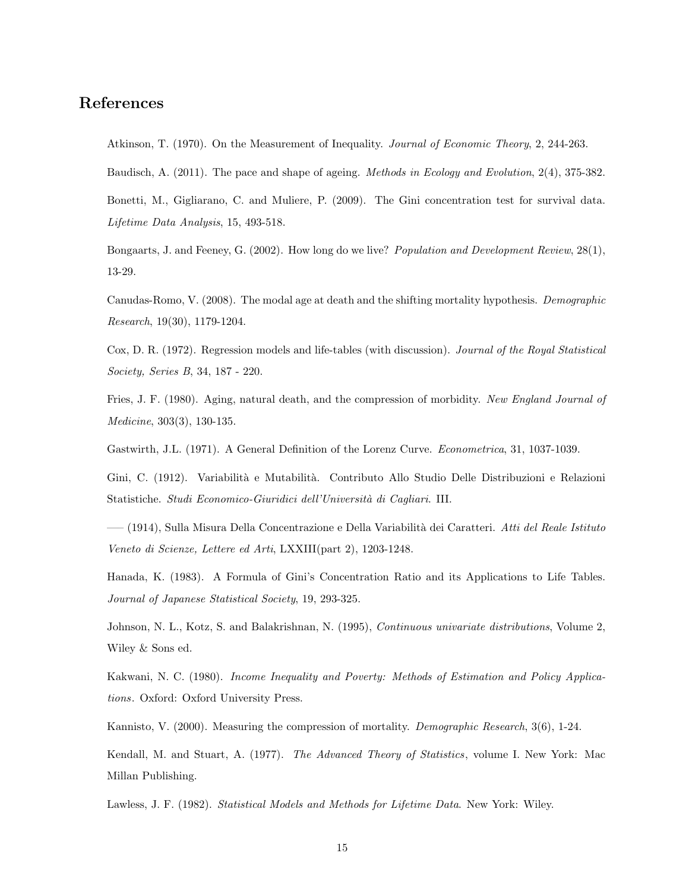## References

Atkinson, T. (1970). On the Measurement of Inequality. *Journal of Economic Theory*, 2, 244-263.

Baudisch, A. (2011). The pace and shape of ageing. *Methods in Ecology and Evolution*, 2(4), 375-382.

Bonetti, M., Gigliarano, C. and Muliere, P. (2009). The Gini concentration test for survival data. *Lifetime Data Analysis*, 15, 493-518.

Bongaarts, J. and Feeney, G. (2002). How long do we live? *Population and Development Review*, 28(1), 13-29.

Canudas-Romo, V. (2008). The modal age at death and the shifting mortality hypothesis. *Demographic Research*, 19(30), 1179-1204.

Cox, D. R. (1972). Regression models and life-tables (with discussion). *Journal of the Royal Statistical Society, Series B*, 34, 187 - 220.

Fries, J. F. (1980). Aging, natural death, and the compression of morbidity. *New England Journal of Medicine*, 303(3), 130-135.

Gastwirth, J.L. (1971). A General Definition of the Lorenz Curve. *Econometrica*, 31, 1037-1039.

Gini, C. (1912). Variabilità e Mutabilità. Contributo Allo Studio Delle Distribuzioni e Relazioni Statistiche. *Studi Economico-Giuridici dell'Università di Cagliari*. III.

—— (1914), Sulla Misura Della Concentrazione e Della Variabilità dei Caratteri. *Atti del Reale Istituto Veneto di Scienze, Lettere ed Arti*, LXXIII(part 2), 1203-1248.

Hanada, K. (1983). A Formula of Gini's Concentration Ratio and its Applications to Life Tables. *Journal of Japanese Statistical Society*, 19, 293-325.

Johnson, N. L., Kotz, S. and Balakrishnan, N. (1995), *Continuous univariate distributions*, Volume 2, Wiley & Sons ed.

Kakwani, N. C. (1980). *Income Inequality and Poverty: Methods of Estimation and Policy Applications*. Oxford: Oxford University Press.

Kannisto, V. (2000). Measuring the compression of mortality. *Demographic Research*, 3(6), 1-24.

Kendall, M. and Stuart, A. (1977). *The Advanced Theory of Statistics*, volume I. New York: Mac Millan Publishing.

Lawless, J. F. (1982). *Statistical Models and Methods for Lifetime Data*. New York: Wiley.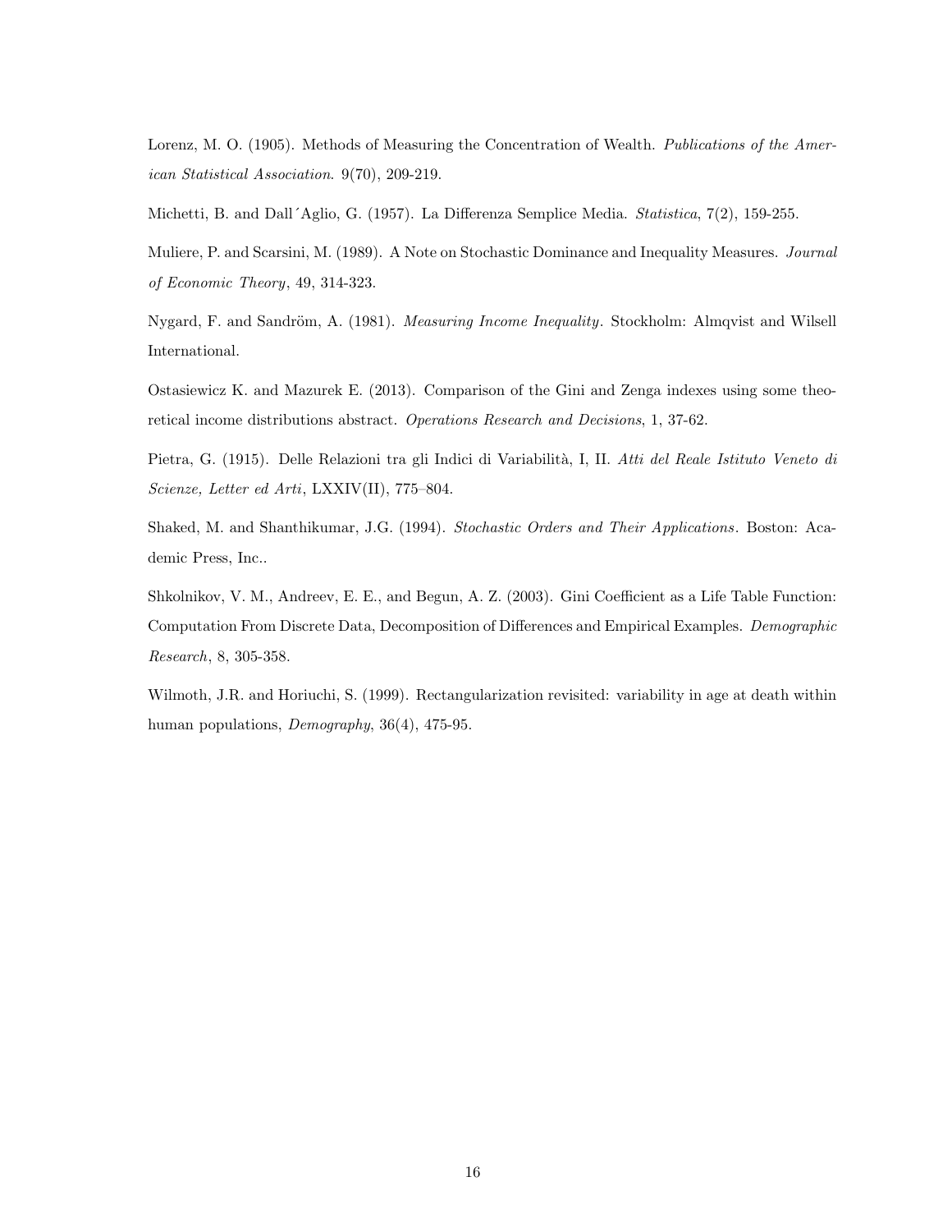Lorenz, M. O. (1905). Methods of Measuring the Concentration of Wealth. *Publications of the American Statistical Association*. 9(70), 209-219.

Michetti, B. and Dall´Aglio, G. (1957). La Differenza Semplice Media. *Statistica*, 7(2), 159-255.

Muliere, P. and Scarsini, M. (1989). A Note on Stochastic Dominance and Inequality Measures. *Journal of Economic Theory*, 49, 314-323.

Nygard, F. and Sandröm, A. (1981). *Measuring Income Inequality*. Stockholm: Almqvist and Wilsell International.

Ostasiewicz K. and Mazurek E. (2013). Comparison of the Gini and Zenga indexes using some theoretical income distributions abstract. *Operations Research and Decisions*, 1, 37-62.

Pietra, G. (1915). Delle Relazioni tra gli Indici di Variabilità, I, II. *Atti del Reale Istituto Veneto di Scienze, Letter ed Arti*, LXXIV(II), 775–804.

Shaked, M. and Shanthikumar, J.G. (1994). *Stochastic Orders and Their Applications*. Boston: Academic Press, Inc..

Shkolnikov, V. M., Andreev, E. E., and Begun, A. Z. (2003). Gini Coefficient as a Life Table Function: Computation From Discrete Data, Decomposition of Differences and Empirical Examples. *Demographic Research*, 8, 305-358.

Wilmoth, J.R. and Horiuchi, S. (1999). Rectangularization revisited: variability in age at death within human populations, *Demography*, 36(4), 475-95.